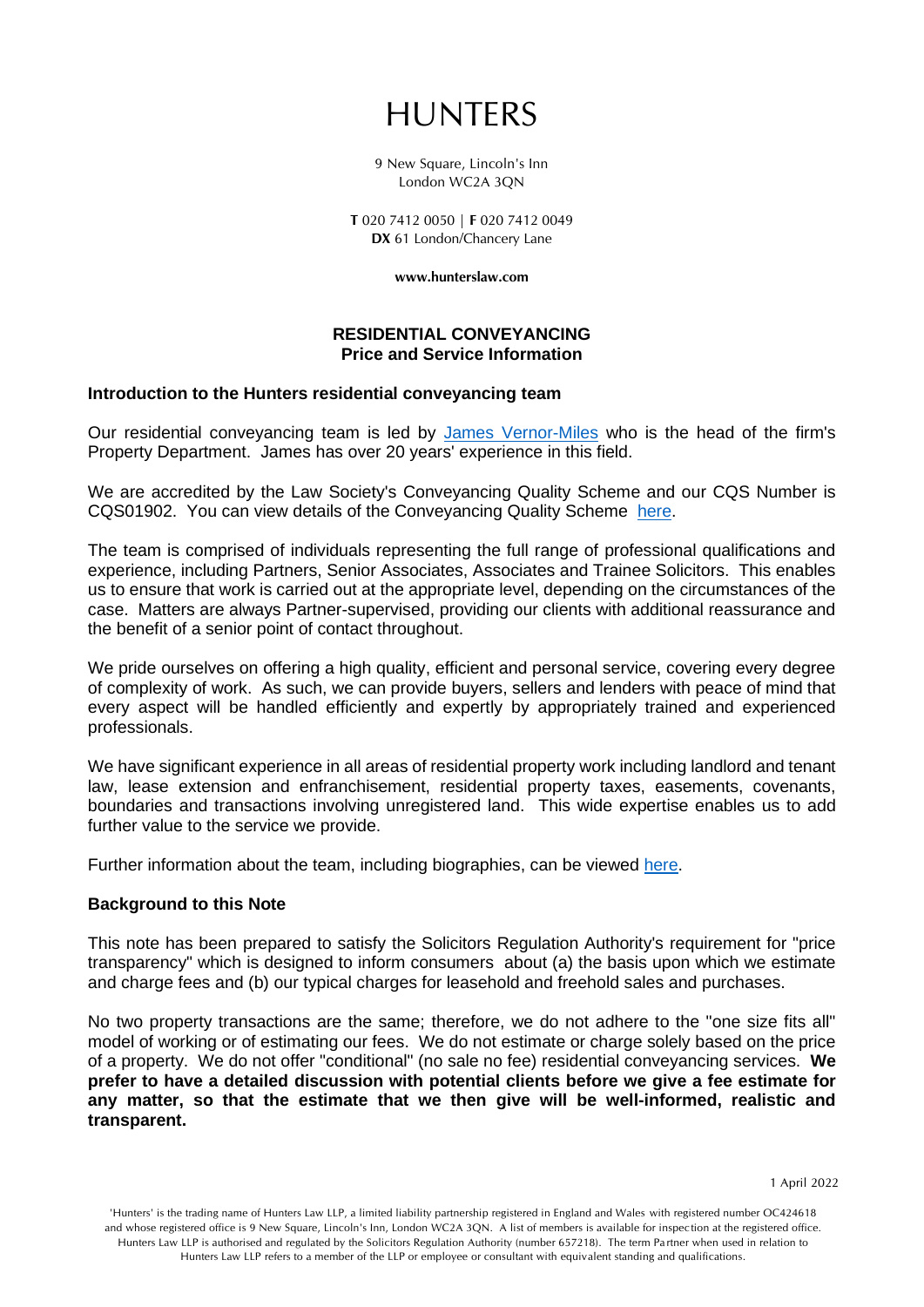# HUNTERS

9 New Square, Lincoln's Inn
London WC2A 3QN

**T** 020 7412 0050 | **F** 020 7412 0049
**DX** 61 London/Chancery Lane

**www.hunterslaw.com**

## RESIDENTIAL CONVEYANCING
## Price and Service Information

### Introduction to the Hunters residential conveyancing team

Our residential conveyancing team is led by James Vernor-Miles who is the head of the firm's Property Department. James has over 20 years' experience in this field.

We are accredited by the Law Society's Conveyancing Quality Scheme and our CQS Number is CQS01902. You can view details of the Conveyancing Quality Scheme here.

The team is comprised of individuals representing the full range of professional qualifications and experience, including Partners, Senior Associates, Associates and Trainee Solicitors. This enables us to ensure that work is carried out at the appropriate level, depending on the circumstances of the case. Matters are always Partner-supervised, providing our clients with additional reassurance and the benefit of a senior point of contact throughout.

We pride ourselves on offering a high quality, efficient and personal service, covering every degree of complexity of work. As such, we can provide buyers, sellers and lenders with peace of mind that every aspect will be handled efficiently and expertly by appropriately trained and experienced professionals.

We have significant experience in all areas of residential property work including landlord and tenant law, lease extension and enfranchisement, residential property taxes, easements, covenants, boundaries and transactions involving unregistered land. This wide expertise enables us to add further value to the service we provide.

Further information about the team, including biographies, can be viewed here.

### Background to this Note

This note has been prepared to satisfy the Solicitors Regulation Authority's requirement for "price transparency" which is designed to inform consumers about (a) the basis upon which we estimate and charge fees and (b) our typical charges for leasehold and freehold sales and purchases.

No two property transactions are the same; therefore, we do not adhere to the "one size fits all" model of working or of estimating our fees. We do not estimate or charge solely based on the price of a property. We do not offer "conditional" (no sale no fee) residential conveyancing services. **We prefer to have a detailed discussion with potential clients before we give a fee estimate for any matter, so that the estimate that we then give will be well-informed, realistic and transparent.**

1 April 2022

'Hunters' is the trading name of Hunters Law LLP, a limited liability partnership registered in England and Wales with registered number OC424618 and whose registered office is 9 New Square, Lincoln's Inn, London WC2A 3QN. A list of members is available for inspection at the registered office. Hunters Law LLP is authorised and regulated by the Solicitors Regulation Authority (number 657218). The term Partner when used in relation to Hunters Law LLP refers to a member of the LLP or employee or consultant with equivalent standing and qualifications.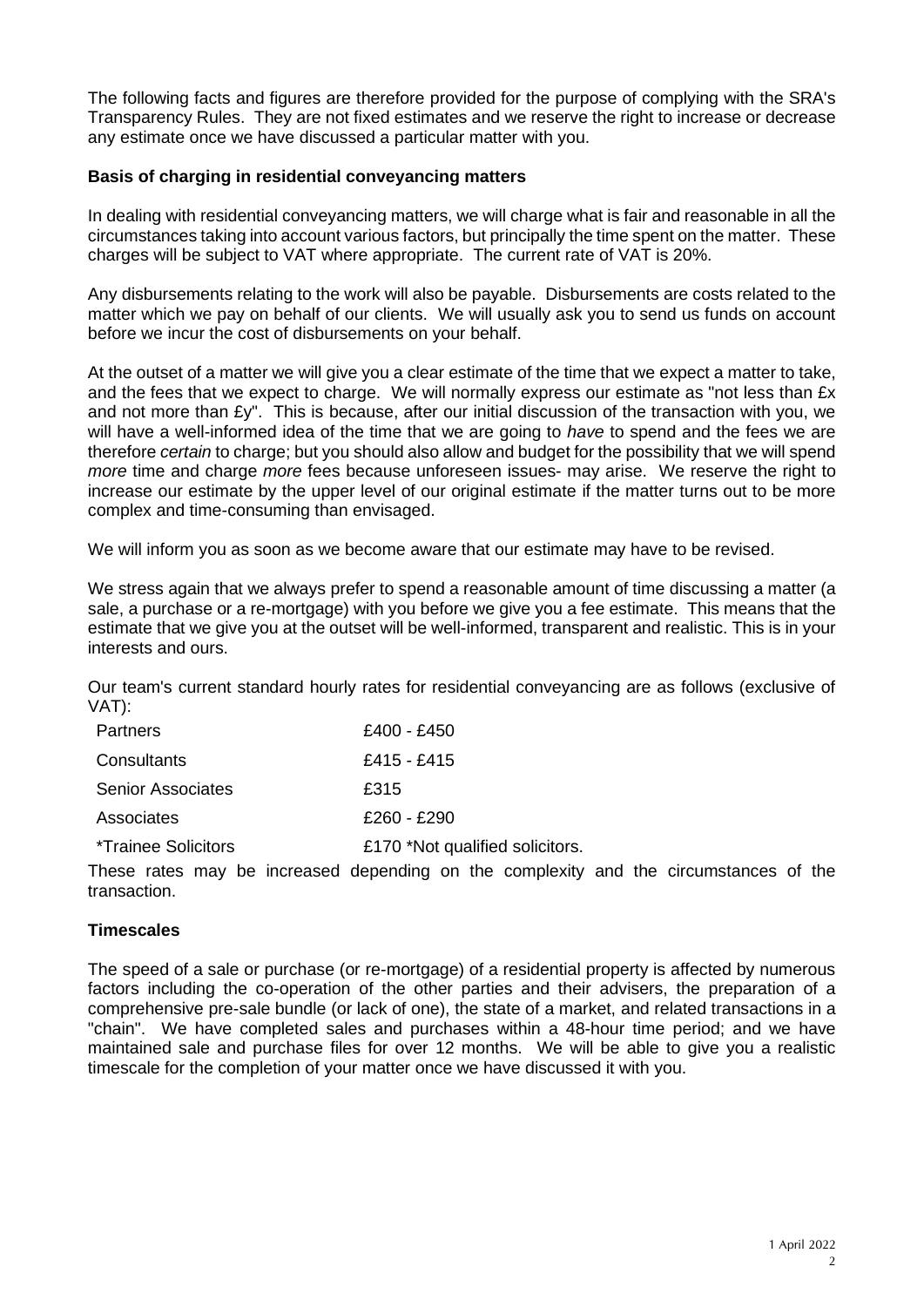The following facts and figures are therefore provided for the purpose of complying with the SRA's Transparency Rules. They are not fixed estimates and we reserve the right to increase or decrease any estimate once we have discussed a particular matter with you.

**Basis of charging in residential conveyancing matters**

In dealing with residential conveyancing matters, we will charge what is fair and reasonable in all the circumstances taking into account various factors, but principally the time spent on the matter. These charges will be subject to VAT where appropriate. The current rate of VAT is 20%.

Any disbursements relating to the work will also be payable. Disbursements are costs related to the matter which we pay on behalf of our clients. We will usually ask you to send us funds on account before we incur the cost of disbursements on your behalf.

At the outset of a matter we will give you a clear estimate of the time that we expect a matter to take, and the fees that we expect to charge. We will normally express our estimate as "not less than £x and not more than £y". This is because, after our initial discussion of the transaction with you, we will have a well-informed idea of the time that we are going to *have* to spend and the fees we are therefore *certain* to charge; but you should also allow and budget for the possibility that we will spend *more* time and charge *more* fees because unforeseen issues- may arise. We reserve the right to increase our estimate by the upper level of our original estimate if the matter turns out to be more complex and time-consuming than envisaged.

We will inform you as soon as we become aware that our estimate may have to be revised.

We stress again that we always prefer to spend a reasonable amount of time discussing a matter (a sale, a purchase or a re-mortgage) with you before we give you a fee estimate. This means that the estimate that we give you at the outset will be well-informed, transparent and realistic. This is in your interests and ours.

Our team's current standard hourly rates for residential conveyancing are as follows (exclusive of VAT):

| | |
|---|---|
| Partners | £400 - £450 |
| Consultants | £415 - £415 |
| Senior Associates | £315 |
| Associates | £260 - £290 |
| *Trainee Solicitors | £170 *Not qualified solicitors. |

These rates may be increased depending on the complexity and the circumstances of the transaction.

**Timescales**

The speed of a sale or purchase (or re-mortgage) of a residential property is affected by numerous factors including the co-operation of the other parties and their advisers, the preparation of a comprehensive pre-sale bundle (or lack of one), the state of a market, and related transactions in a "chain". We have completed sales and purchases within a 48-hour time period; and we have maintained sale and purchase files for over 12 months. We will be able to give you a realistic timescale for the completion of your matter once we have discussed it with you.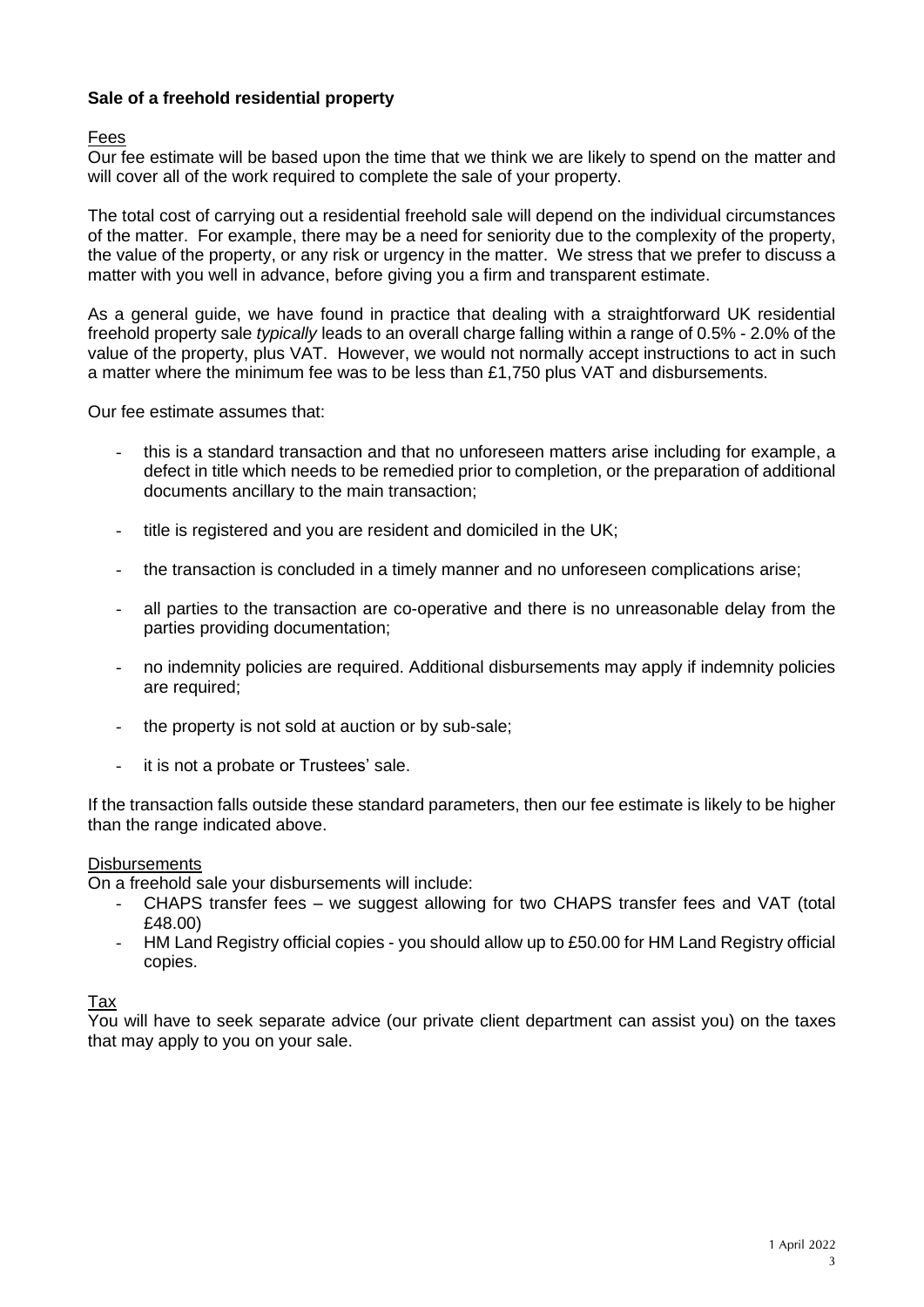## Sale of a freehold residential property

### Fees

Our fee estimate will be based upon the time that we think we are likely to spend on the matter and will cover all of the work required to complete the sale of your property.

The total cost of carrying out a residential freehold sale will depend on the individual circumstances of the matter. For example, there may be a need for seniority due to the complexity of the property, the value of the property, or any risk or urgency in the matter. We stress that we prefer to discuss a matter with you well in advance, before giving you a firm and transparent estimate.

As a general guide, we have found in practice that dealing with a straightforward UK residential freehold property sale *typically* leads to an overall charge falling within a range of 0.5% - 2.0% of the value of the property, plus VAT. However, we would not normally accept instructions to act in such a matter where the minimum fee was to be less than £1,750 plus VAT and disbursements.

Our fee estimate assumes that:

- this is a standard transaction and that no unforeseen matters arise including for example, a defect in title which needs to be remedied prior to completion, or the preparation of additional documents ancillary to the main transaction;
- title is registered and you are resident and domiciled in the UK;
- the transaction is concluded in a timely manner and no unforeseen complications arise;
- all parties to the transaction are co-operative and there is no unreasonable delay from the parties providing documentation;
- no indemnity policies are required. Additional disbursements may apply if indemnity policies are required;
- the property is not sold at auction or by sub-sale;
- it is not a probate or Trustees' sale.

If the transaction falls outside these standard parameters, then our fee estimate is likely to be higher than the range indicated above.

### Disbursements

On a freehold sale your disbursements will include:

- CHAPS transfer fees – we suggest allowing for two CHAPS transfer fees and VAT (total £48.00)
- HM Land Registry official copies - you should allow up to £50.00 for HM Land Registry official copies.

### Tax

You will have to seek separate advice (our private client department can assist you) on the taxes that may apply to you on your sale.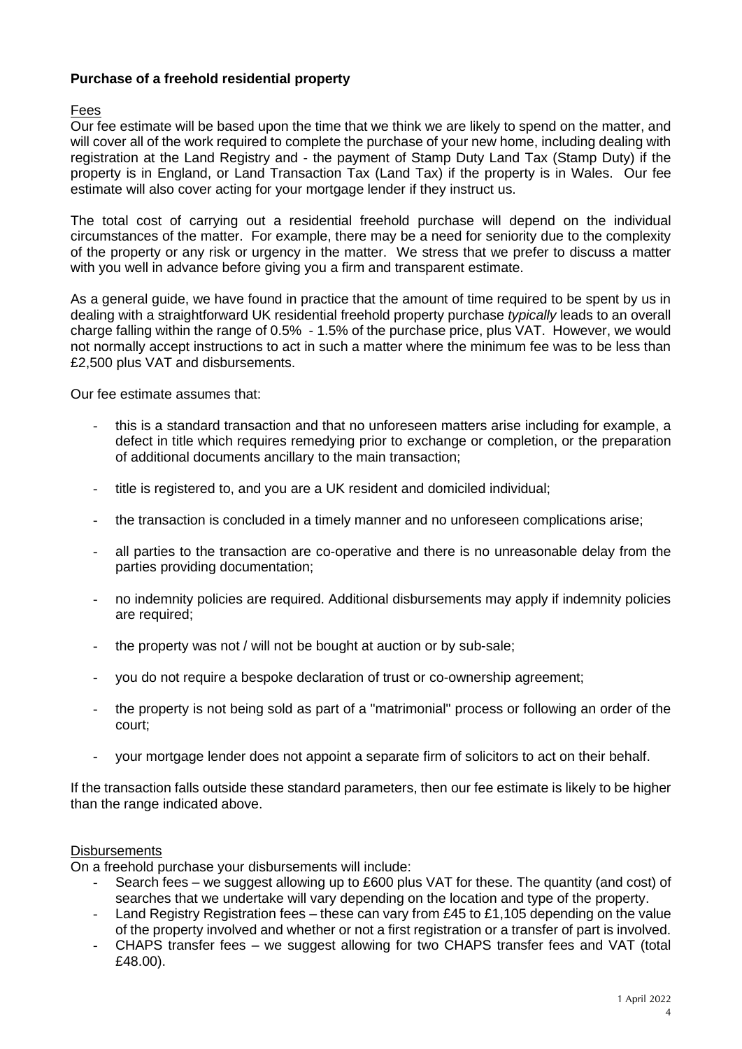**Purchase of a freehold residential property**

Fees

Our fee estimate will be based upon the time that we think we are likely to spend on the matter, and will cover all of the work required to complete the purchase of your new home, including dealing with registration at the Land Registry and - the payment of Stamp Duty Land Tax (Stamp Duty) if the property is in England, or Land Transaction Tax (Land Tax) if the property is in Wales. Our fee estimate will also cover acting for your mortgage lender if they instruct us.

The total cost of carrying out a residential freehold purchase will depend on the individual circumstances of the matter. For example, there may be a need for seniority due to the complexity of the property or any risk or urgency in the matter. We stress that we prefer to discuss a matter with you well in advance before giving you a firm and transparent estimate.

As a general guide, we have found in practice that the amount of time required to be spent by us in dealing with a straightforward UK residential freehold property purchase *typically* leads to an overall charge falling within the range of 0.5% - 1.5% of the purchase price, plus VAT. However, we would not normally accept instructions to act in such a matter where the minimum fee was to be less than £2,500 plus VAT and disbursements.

Our fee estimate assumes that:

- this is a standard transaction and that no unforeseen matters arise including for example, a defect in title which requires remedying prior to exchange or completion, or the preparation of additional documents ancillary to the main transaction;
- title is registered to, and you are a UK resident and domiciled individual;
- the transaction is concluded in a timely manner and no unforeseen complications arise;
- all parties to the transaction are co-operative and there is no unreasonable delay from the parties providing documentation;
- no indemnity policies are required. Additional disbursements may apply if indemnity policies are required;
- the property was not / will not be bought at auction or by sub-sale;
- you do not require a bespoke declaration of trust or co-ownership agreement;
- the property is not being sold as part of a "matrimonial" process or following an order of the court;
- your mortgage lender does not appoint a separate firm of solicitors to act on their behalf.

If the transaction falls outside these standard parameters, then our fee estimate is likely to be higher than the range indicated above.

Disbursements

On a freehold purchase your disbursements will include:

- Search fees – we suggest allowing up to £600 plus VAT for these. The quantity (and cost) of searches that we undertake will vary depending on the location and type of the property.
- Land Registry Registration fees – these can vary from £45 to £1,105 depending on the value of the property involved and whether or not a first registration or a transfer of part is involved.
- CHAPS transfer fees – we suggest allowing for two CHAPS transfer fees and VAT (total £48.00).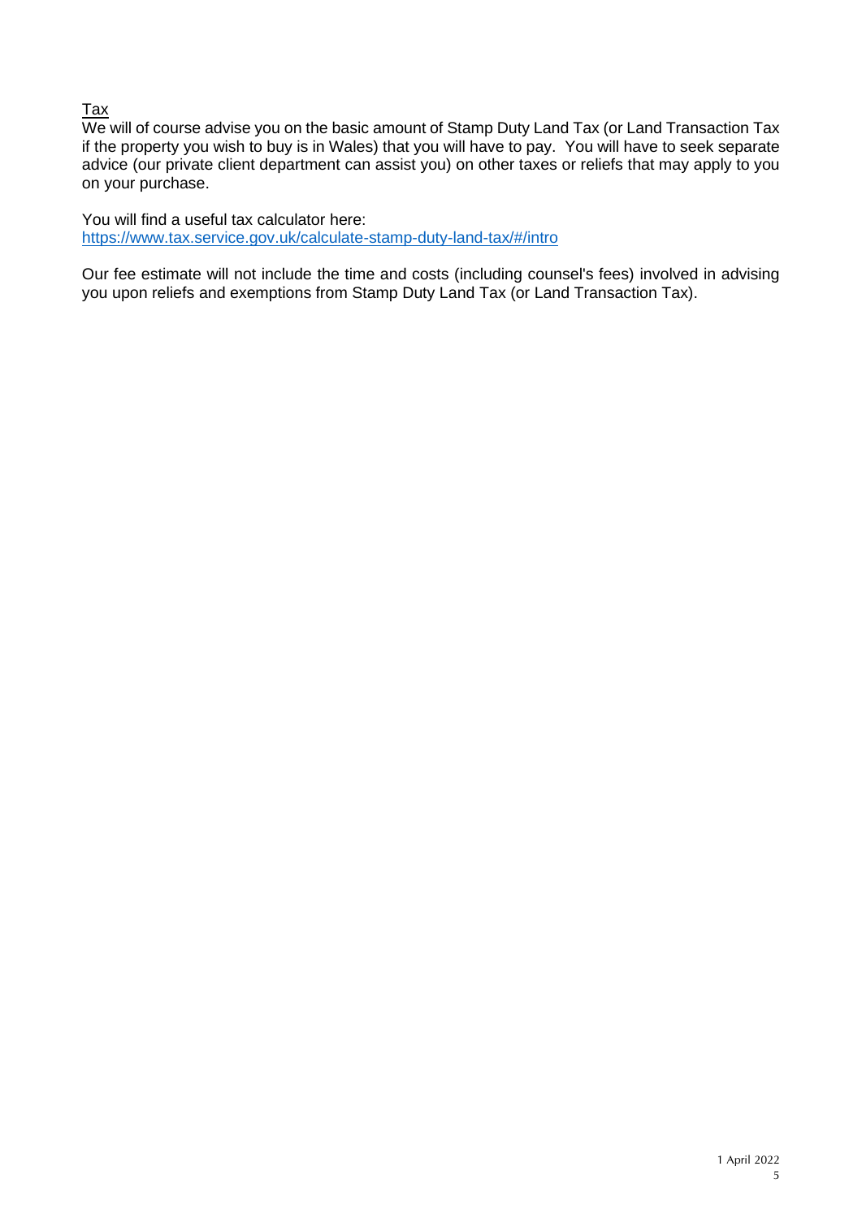Tax

We will of course advise you on the basic amount of Stamp Duty Land Tax (or Land Transaction Tax if the property you wish to buy is in Wales) that you will have to pay. You will have to seek separate advice (our private client department can assist you) on other taxes or reliefs that may apply to you on your purchase.

You will find a useful tax calculator here:
https://www.tax.service.gov.uk/calculate-stamp-duty-land-tax/#/intro

Our fee estimate will not include the time and costs (including counsel's fees) involved in advising you upon reliefs and exemptions from Stamp Duty Land Tax (or Land Transaction Tax).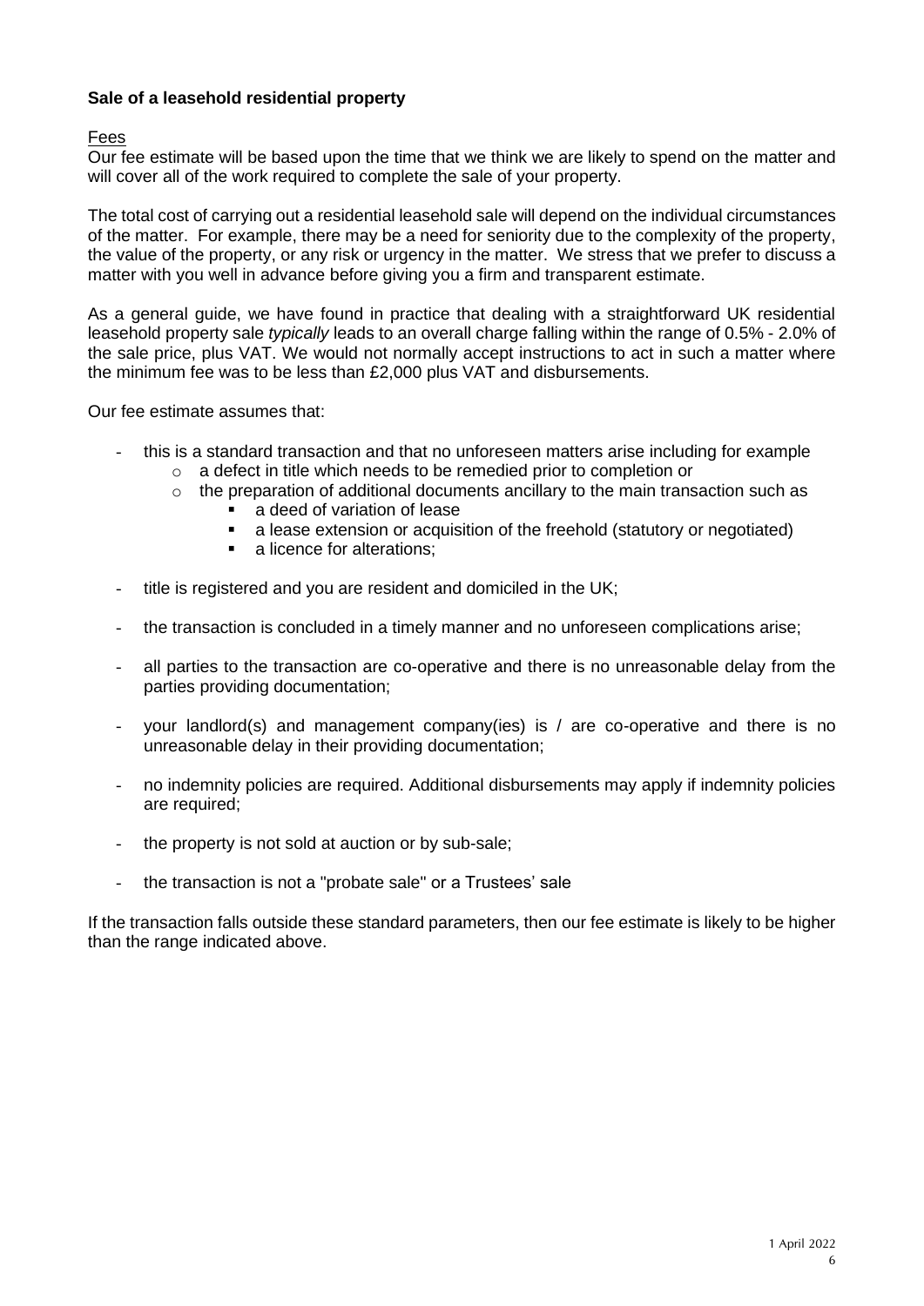**Sale of a leasehold residential property**

Fees

Our fee estimate will be based upon the time that we think we are likely to spend on the matter and will cover all of the work required to complete the sale of your property.

The total cost of carrying out a residential leasehold sale will depend on the individual circumstances of the matter. For example, there may be a need for seniority due to the complexity of the property, the value of the property, or any risk or urgency in the matter. We stress that we prefer to discuss a matter with you well in advance before giving you a firm and transparent estimate.

As a general guide, we have found in practice that dealing with a straightforward UK residential leasehold property sale *typically* leads to an overall charge falling within the range of 0.5% - 2.0% of the sale price, plus VAT. We would not normally accept instructions to act in such a matter where the minimum fee was to be less than £2,000 plus VAT and disbursements.

Our fee estimate assumes that:

- this is a standard transaction and that no unforeseen matters arise including for example
  - a defect in title which needs to be remedied prior to completion or
  - the preparation of additional documents ancillary to the main transaction such as
    - a deed of variation of lease
    - a lease extension or acquisition of the freehold (statutory or negotiated)
    - a licence for alterations;
- title is registered and you are resident and domiciled in the UK;
- the transaction is concluded in a timely manner and no unforeseen complications arise;
- all parties to the transaction are co-operative and there is no unreasonable delay from the parties providing documentation;
- your landlord(s) and management company(ies) is / are co-operative and there is no unreasonable delay in their providing documentation;
- no indemnity policies are required. Additional disbursements may apply if indemnity policies are required;
- the property is not sold at auction or by sub-sale;
- the transaction is not a "probate sale" or a Trustees' sale

If the transaction falls outside these standard parameters, then our fee estimate is likely to be higher than the range indicated above.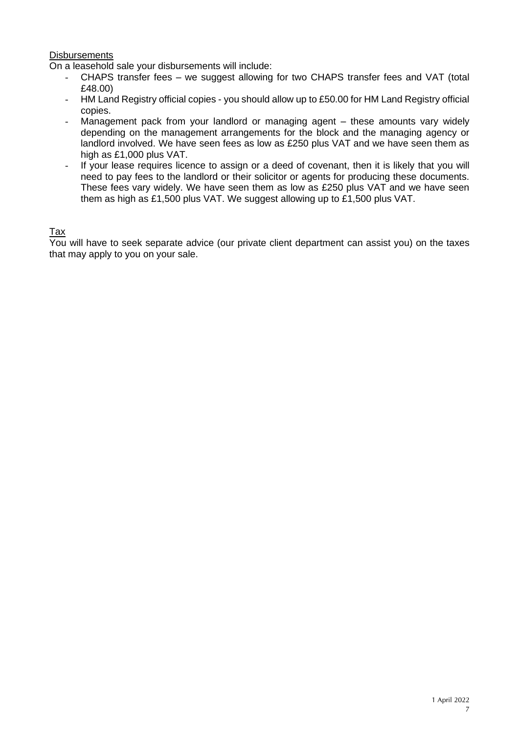Disbursements

On a leasehold sale your disbursements will include:

- CHAPS transfer fees – we suggest allowing for two CHAPS transfer fees and VAT (total £48.00)
- HM Land Registry official copies - you should allow up to £50.00 for HM Land Registry official copies.
- Management pack from your landlord or managing agent – these amounts vary widely depending on the management arrangements for the block and the managing agency or landlord involved. We have seen fees as low as £250 plus VAT and we have seen them as high as £1,000 plus VAT.
- If your lease requires licence to assign or a deed of covenant, then it is likely that you will need to pay fees to the landlord or their solicitor or agents for producing these documents. These fees vary widely. We have seen them as low as £250 plus VAT and we have seen them as high as £1,500 plus VAT. We suggest allowing up to £1,500 plus VAT.

Tax

You will have to seek separate advice (our private client department can assist you) on the taxes that may apply to you on your sale.

1 April 2022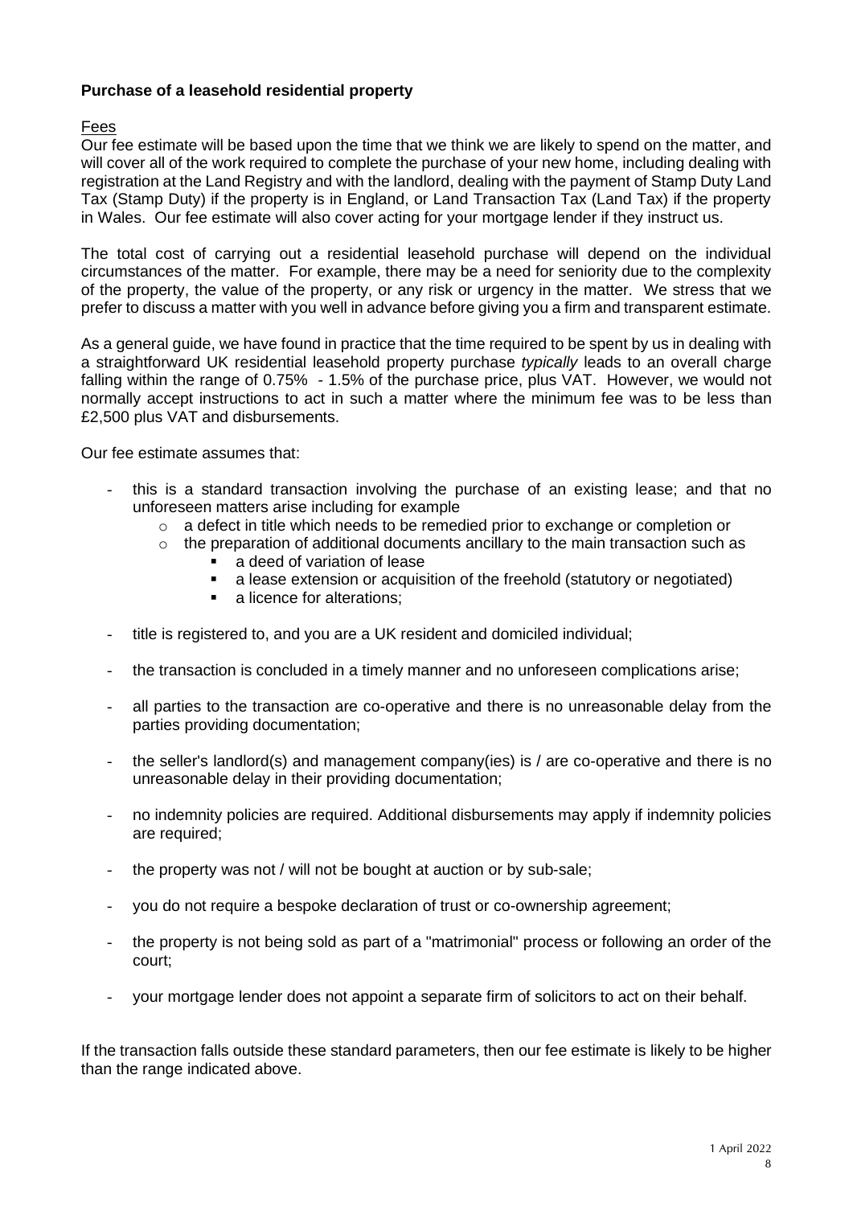**Purchase of a leasehold residential property**

Fees

Our fee estimate will be based upon the time that we think we are likely to spend on the matter, and will cover all of the work required to complete the purchase of your new home, including dealing with registration at the Land Registry and with the landlord, dealing with the payment of Stamp Duty Land Tax (Stamp Duty) if the property is in England, or Land Transaction Tax (Land Tax) if the property in Wales. Our fee estimate will also cover acting for your mortgage lender if they instruct us.

The total cost of carrying out a residential leasehold purchase will depend on the individual circumstances of the matter. For example, there may be a need for seniority due to the complexity of the property, the value of the property, or any risk or urgency in the matter. We stress that we prefer to discuss a matter with you well in advance before giving you a firm and transparent estimate.

As a general guide, we have found in practice that the time required to be spent by us in dealing with a straightforward UK residential leasehold property purchase *typically* leads to an overall charge falling within the range of 0.75% - 1.5% of the purchase price, plus VAT. However, we would not normally accept instructions to act in such a matter where the minimum fee was to be less than £2,500 plus VAT and disbursements.

Our fee estimate assumes that:

- this is a standard transaction involving the purchase of an existing lease; and that no unforeseen matters arise including for example
  - a defect in title which needs to be remedied prior to exchange or completion or
  - the preparation of additional documents ancillary to the main transaction such as
    - a deed of variation of lease
    - a lease extension or acquisition of the freehold (statutory or negotiated)
    - a licence for alterations;
- title is registered to, and you are a UK resident and domiciled individual;
- the transaction is concluded in a timely manner and no unforeseen complications arise;
- all parties to the transaction are co-operative and there is no unreasonable delay from the parties providing documentation;
- the seller's landlord(s) and management company(ies) is / are co-operative and there is no unreasonable delay in their providing documentation;
- no indemnity policies are required. Additional disbursements may apply if indemnity policies are required;
- the property was not / will not be bought at auction or by sub-sale;
- you do not require a bespoke declaration of trust or co-ownership agreement;
- the property is not being sold as part of a "matrimonial" process or following an order of the court;
- your mortgage lender does not appoint a separate firm of solicitors to act on their behalf.

If the transaction falls outside these standard parameters, then our fee estimate is likely to be higher than the range indicated above.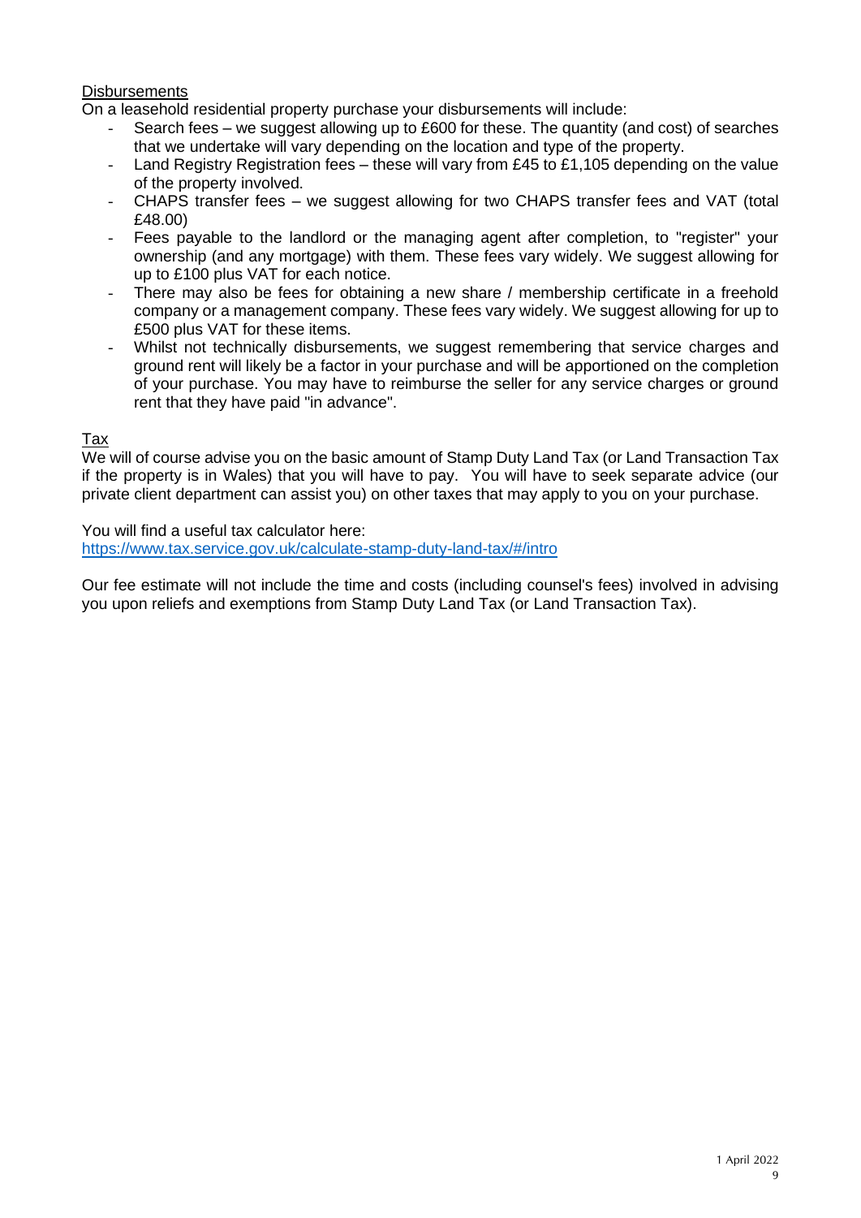Disbursements

On a leasehold residential property purchase your disbursements will include:

- Search fees – we suggest allowing up to £600 for these. The quantity (and cost) of searches that we undertake will vary depending on the location and type of the property.
- Land Registry Registration fees – these will vary from £45 to £1,105 depending on the value of the property involved.
- CHAPS transfer fees – we suggest allowing for two CHAPS transfer fees and VAT (total £48.00)
- Fees payable to the landlord or the managing agent after completion, to "register" your ownership (and any mortgage) with them. These fees vary widely. We suggest allowing for up to £100 plus VAT for each notice.
- There may also be fees for obtaining a new share / membership certificate in a freehold company or a management company. These fees vary widely. We suggest allowing for up to £500 plus VAT for these items.
- Whilst not technically disbursements, we suggest remembering that service charges and ground rent will likely be a factor in your purchase and will be apportioned on the completion of your purchase. You may have to reimburse the seller for any service charges or ground rent that they have paid "in advance".

Tax

We will of course advise you on the basic amount of Stamp Duty Land Tax (or Land Transaction Tax if the property is in Wales) that you will have to pay. You will have to seek separate advice (our private client department can assist you) on other taxes that may apply to you on your purchase.

You will find a useful tax calculator here:
https://www.tax.service.gov.uk/calculate-stamp-duty-land-tax/#/intro

Our fee estimate will not include the time and costs (including counsel's fees) involved in advising you upon reliefs and exemptions from Stamp Duty Land Tax (or Land Transaction Tax).

1 April 2022